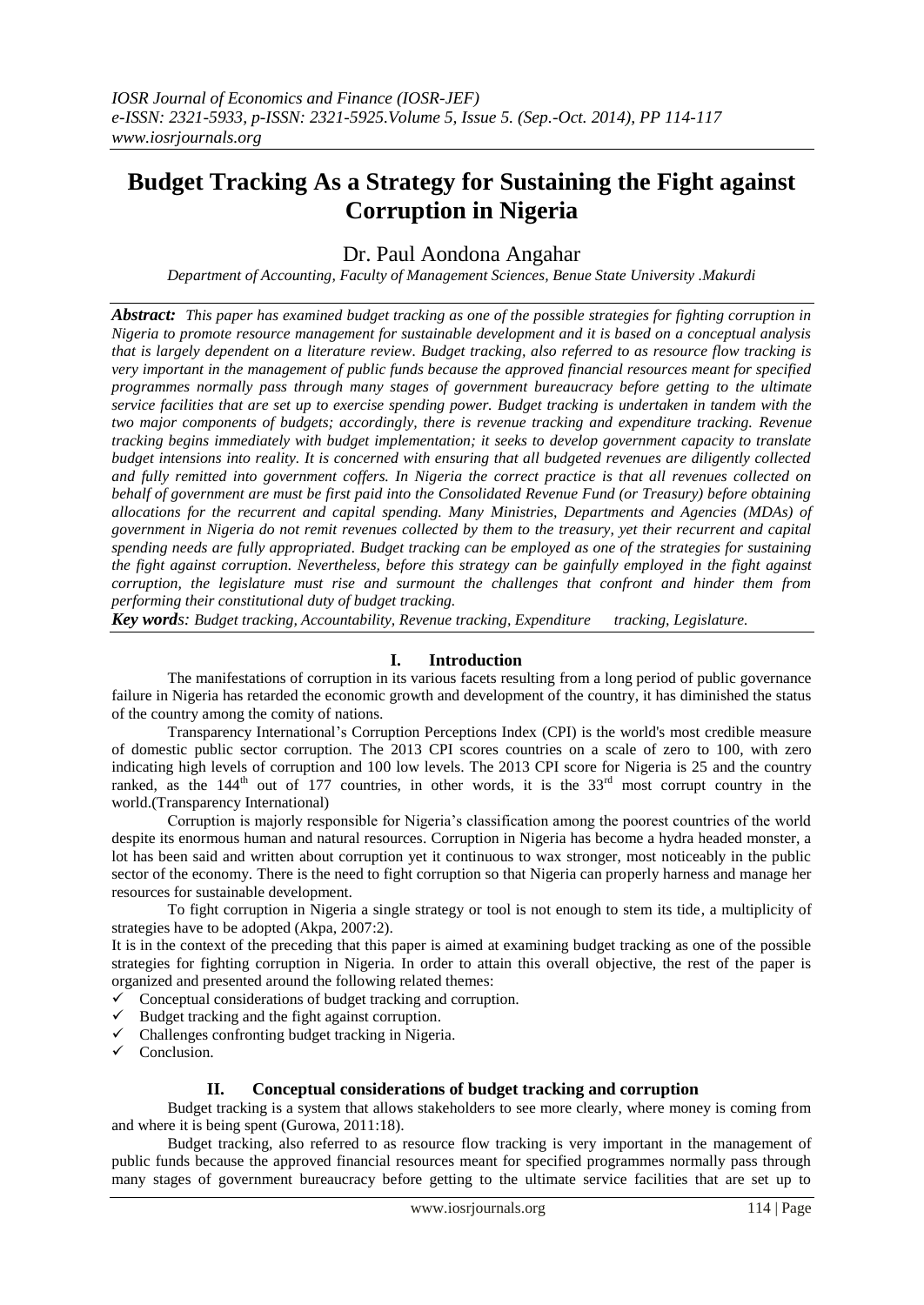# Budget Tracking As a Strategy for Sustaining the Fight against Corruption in Nigeria

Dr. Paul Aondona Angahar

*Department of Accounting, Faculty of Management Sciences, Benue State University .Makurdi*

***Abstract:*** *This paper has examined budget tracking as one of the possible strategies for fighting corruption in Nigeria to promote resource management for sustainable development and it is based on a conceptual analysis that is largely dependent on a literature review. Budget tracking, also referred to as resource flow tracking is very important in the management of public funds because the approved financial resources meant for specified programmes normally pass through many stages of government bureaucracy before getting to the ultimate service facilities that are set up to exercise spending power. Budget tracking is undertaken in tandem with the two major components of budgets; accordingly, there is revenue tracking and expenditure tracking. Revenue tracking begins immediately with budget implementation; it seeks to develop government capacity to translate budget intensions into reality. It is concerned with ensuring that all budgeted revenues are diligently collected and fully remitted into government coffers. In Nigeria the correct practice is that all revenues collected on behalf of government are must be first paid into the Consolidated Revenue Fund (or Treasury) before obtaining allocations for the recurrent and capital spending. Many Ministries, Departments and Agencies (MDAs) of government in Nigeria do not remit revenues collected by them to the treasury, yet their recurrent and capital spending needs are fully appropriated. Budget tracking can be employed as one of the strategies for sustaining the fight against corruption. Nevertheless, before this strategy can be gainfully employed in the fight against corruption, the legislature must rise and surmount the challenges that confront and hinder them from performing their constitutional duty of budget tracking.*

***Key words****: Budget tracking, Accountability, Revenue tracking, Expenditure tracking, Legislature.*

## I. Introduction

The manifestations of corruption in its various facets resulting from a long period of public governance failure in Nigeria has retarded the economic growth and development of the country, it has diminished the status of the country among the comity of nations.

Transparency International's Corruption Perceptions Index (CPI) is the world's most credible measure of domestic public sector corruption. The 2013 CPI scores countries on a scale of zero to 100, with zero indicating high levels of corruption and 100 low levels. The 2013 CPI score for Nigeria is 25 and the country ranked, as the 144th out of 177 countries, in other words, it is the 33rd most corrupt country in the world.(Transparency International)

Corruption is majorly responsible for Nigeria's classification among the poorest countries of the world despite its enormous human and natural resources. Corruption in Nigeria has become a hydra headed monster, a lot has been said and written about corruption yet it continuous to wax stronger, most noticeably in the public sector of the economy. There is the need to fight corruption so that Nigeria can properly harness and manage her resources for sustainable development.

To fight corruption in Nigeria a single strategy or tool is not enough to stem its tide, a multiplicity of strategies have to be adopted (Akpa, 2007:2).

It is in the context of the preceding that this paper is aimed at examining budget tracking as one of the possible strategies for fighting corruption in Nigeria. In order to attain this overall objective, the rest of the paper is organized and presented around the following related themes:

- ✓ Conceptual considerations of budget tracking and corruption.
- ✓ Budget tracking and the fight against corruption.
- ✓ Challenges confronting budget tracking in Nigeria.
- ✓ Conclusion.

## II. Conceptual considerations of budget tracking and corruption

Budget tracking is a system that allows stakeholders to see more clearly, where money is coming from and where it is being spent (Gurowa, 2011:18).

Budget tracking, also referred to as resource flow tracking is very important in the management of public funds because the approved financial resources meant for specified programmes normally pass through many stages of government bureaucracy before getting to the ultimate service facilities that are set up to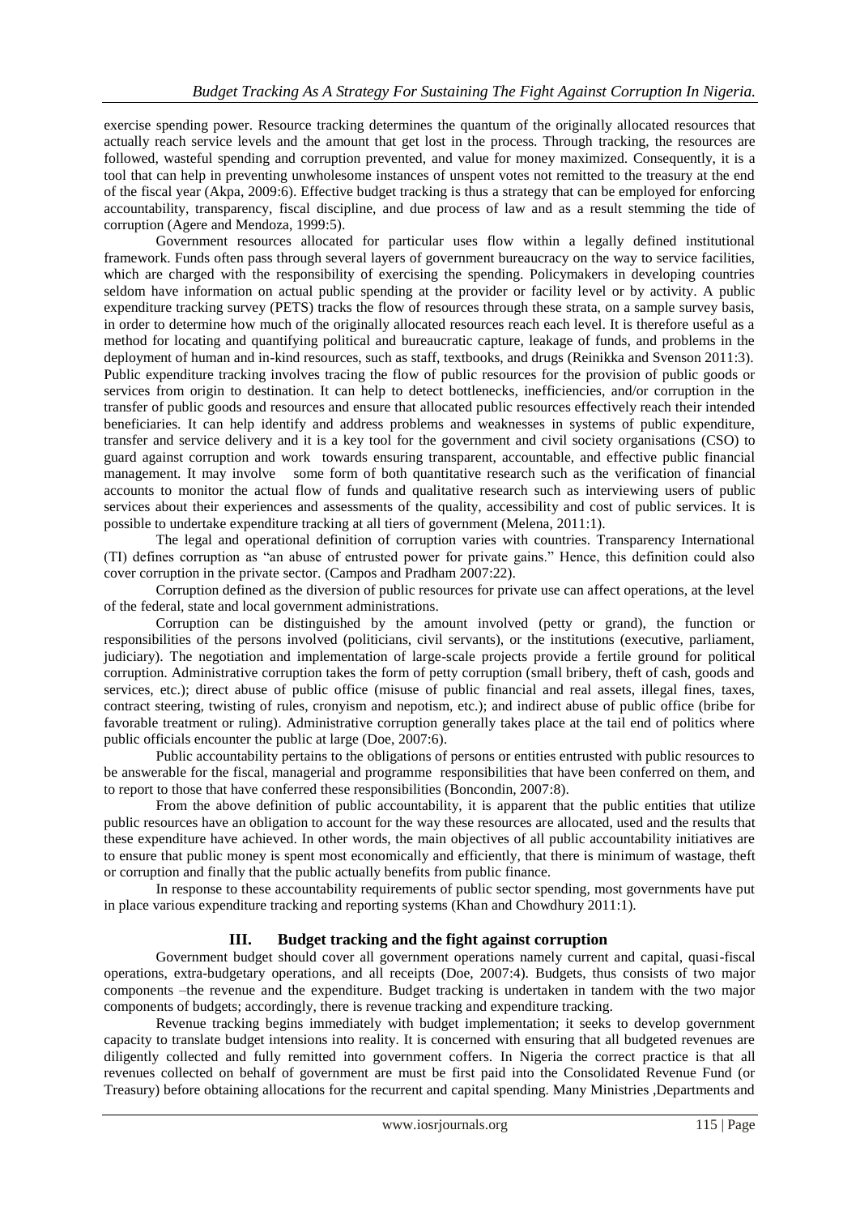exercise spending power. Resource tracking determines the quantum of the originally allocated resources that actually reach service levels and the amount that get lost in the process. Through tracking, the resources are followed, wasteful spending and corruption prevented, and value for money maximized. Consequently, it is a tool that can help in preventing unwholesome instances of unspent votes not remitted to the treasury at the end of the fiscal year (Akpa, 2009:6). Effective budget tracking is thus a strategy that can be employed for enforcing accountability, transparency, fiscal discipline, and due process of law and as a result stemming the tide of corruption (Agere and Mendoza, 1999:5).

Government resources allocated for particular uses flow within a legally defined institutional framework. Funds often pass through several layers of government bureaucracy on the way to service facilities, which are charged with the responsibility of exercising the spending. Policymakers in developing countries seldom have information on actual public spending at the provider or facility level or by activity. A public expenditure tracking survey (PETS) tracks the flow of resources through these strata, on a sample survey basis, in order to determine how much of the originally allocated resources reach each level. It is therefore useful as a method for locating and quantifying political and bureaucratic capture, leakage of funds, and problems in the deployment of human and in-kind resources, such as staff, textbooks, and drugs (Reinikka and Svenson 2011:3). Public expenditure tracking involves tracing the flow of public resources for the provision of public goods or services from origin to destination. It can help to detect bottlenecks, inefficiencies, and/or corruption in the transfer of public goods and resources and ensure that allocated public resources effectively reach their intended beneficiaries. It can help identify and address problems and weaknesses in systems of public expenditure, transfer and service delivery and it is a key tool for the government and civil society organisations (CSO) to guard against corruption and work towards ensuring transparent, accountable, and effective public financial management. It may involve some form of both quantitative research such as the verification of financial accounts to monitor the actual flow of funds and qualitative research such as interviewing users of public services about their experiences and assessments of the quality, accessibility and cost of public services. It is possible to undertake expenditure tracking at all tiers of government (Melena, 2011:1).

The legal and operational definition of corruption varies with countries. Transparency International (TI) defines corruption as "an abuse of entrusted power for private gains." Hence, this definition could also cover corruption in the private sector. (Campos and Pradham 2007:22).

Corruption defined as the diversion of public resources for private use can affect operations, at the level of the federal, state and local government administrations.

Corruption can be distinguished by the amount involved (petty or grand), the function or responsibilities of the persons involved (politicians, civil servants), or the institutions (executive, parliament, judiciary). The negotiation and implementation of large-scale projects provide a fertile ground for political corruption. Administrative corruption takes the form of petty corruption (small bribery, theft of cash, goods and services, etc.); direct abuse of public office (misuse of public financial and real assets, illegal fines, taxes, contract steering, twisting of rules, cronyism and nepotism, etc.); and indirect abuse of public office (bribe for favorable treatment or ruling). Administrative corruption generally takes place at the tail end of politics where public officials encounter the public at large (Doe, 2007:6).

Public accountability pertains to the obligations of persons or entities entrusted with public resources to be answerable for the fiscal, managerial and programme responsibilities that have been conferred on them, and to report to those that have conferred these responsibilities (Boncondin, 2007:8).

From the above definition of public accountability, it is apparent that the public entities that utilize public resources have an obligation to account for the way these resources are allocated, used and the results that these expenditure have achieved. In other words, the main objectives of all public accountability initiatives are to ensure that public money is spent most economically and efficiently, that there is minimum of wastage, theft or corruption and finally that the public actually benefits from public finance.

In response to these accountability requirements of public sector spending, most governments have put in place various expenditure tracking and reporting systems (Khan and Chowdhury 2011:1).

## III. Budget tracking and the fight against corruption

Government budget should cover all government operations namely current and capital, quasi-fiscal operations, extra-budgetary operations, and all receipts (Doe, 2007:4). Budgets, thus consists of two major components –the revenue and the expenditure. Budget tracking is undertaken in tandem with the two major components of budgets; accordingly, there is revenue tracking and expenditure tracking.

Revenue tracking begins immediately with budget implementation; it seeks to develop government capacity to translate budget intensions into reality. It is concerned with ensuring that all budgeted revenues are diligently collected and fully remitted into government coffers. In Nigeria the correct practice is that all revenues collected on behalf of government are must be first paid into the Consolidated Revenue Fund (or Treasury) before obtaining allocations for the recurrent and capital spending. Many Ministries ,Departments and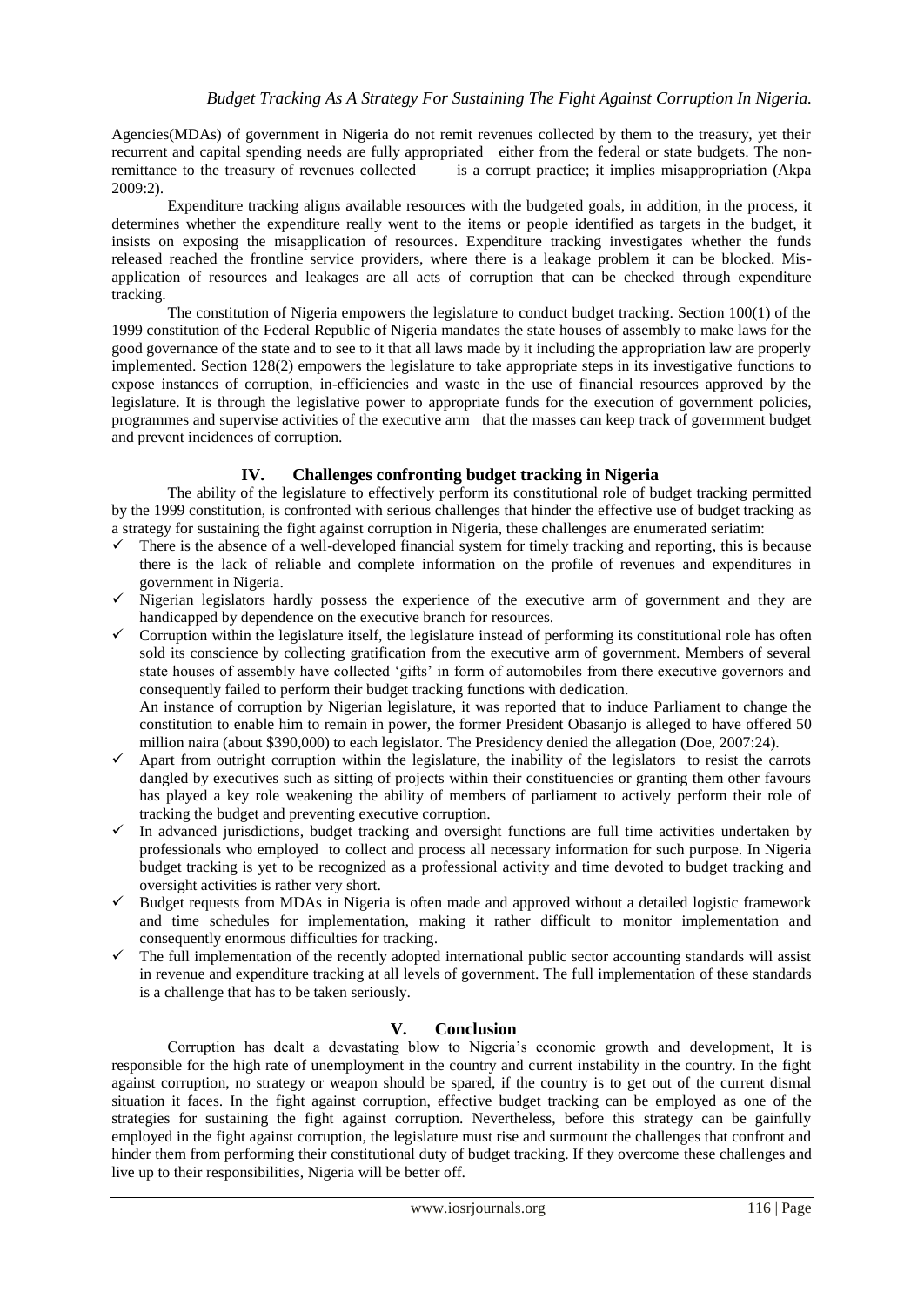Agencies(MDAs) of government in Nigeria do not remit revenues collected by them to the treasury, yet their recurrent and capital spending needs are fully appropriated either from the federal or state budgets. The non-remittance to the treasury of revenues collected is a corrupt practice; it implies misappropriation (Akpa 2009:2).

Expenditure tracking aligns available resources with the budgeted goals, in addition, in the process, it determines whether the expenditure really went to the items or people identified as targets in the budget, it insists on exposing the misapplication of resources. Expenditure tracking investigates whether the funds released reached the frontline service providers, where there is a leakage problem it can be blocked. Mis-application of resources and leakages are all acts of corruption that can be checked through expenditure tracking.

The constitution of Nigeria empowers the legislature to conduct budget tracking. Section 100(1) of the 1999 constitution of the Federal Republic of Nigeria mandates the state houses of assembly to make laws for the good governance of the state and to see to it that all laws made by it including the appropriation law are properly implemented. Section 128(2) empowers the legislature to take appropriate steps in its investigative functions to expose instances of corruption, in-efficiencies and waste in the use of financial resources approved by the legislature. It is through the legislative power to appropriate funds for the execution of government policies, programmes and supervise activities of the executive arm that the masses can keep track of government budget and prevent incidences of corruption.

## IV. Challenges confronting budget tracking in Nigeria

The ability of the legislature to effectively perform its constitutional role of budget tracking permitted by the 1999 constitution, is confronted with serious challenges that hinder the effective use of budget tracking as a strategy for sustaining the fight against corruption in Nigeria, these challenges are enumerated seriatim:

- ✓ There is the absence of a well-developed financial system for timely tracking and reporting, this is because there is the lack of reliable and complete information on the profile of revenues and expenditures in government in Nigeria.
- ✓ Nigerian legislators hardly possess the experience of the executive arm of government and they are handicapped by dependence on the executive branch for resources.
- ✓ Corruption within the legislature itself, the legislature instead of performing its constitutional role has often sold its conscience by collecting gratification from the executive arm of government. Members of several state houses of assembly have collected 'gifts' in form of automobiles from there executive governors and consequently failed to perform their budget tracking functions with dedication.

  An instance of corruption by Nigerian legislature, it was reported that to induce Parliament to change the constitution to enable him to remain in power, the former President Obasanjo is alleged to have offered 50 million naira (about $390,000) to each legislator. The Presidency denied the allegation (Doe, 2007:24).
- ✓ Apart from outright corruption within the legislature, the inability of the legislators to resist the carrots dangled by executives such as sitting of projects within their constituencies or granting them other favours has played a key role weakening the ability of members of parliament to actively perform their role of tracking the budget and preventing executive corruption.
- ✓ In advanced jurisdictions, budget tracking and oversight functions are full time activities undertaken by professionals who employed to collect and process all necessary information for such purpose. In Nigeria budget tracking is yet to be recognized as a professional activity and time devoted to budget tracking and oversight activities is rather very short.
- ✓ Budget requests from MDAs in Nigeria is often made and approved without a detailed logistic framework and time schedules for implementation, making it rather difficult to monitor implementation and consequently enormous difficulties for tracking.
- ✓ The full implementation of the recently adopted international public sector accounting standards will assist in revenue and expenditure tracking at all levels of government. The full implementation of these standards is a challenge that has to be taken seriously.

## V. Conclusion

Corruption has dealt a devastating blow to Nigeria's economic growth and development, It is responsible for the high rate of unemployment in the country and current instability in the country. In the fight against corruption, no strategy or weapon should be spared, if the country is to get out of the current dismal situation it faces. In the fight against corruption, effective budget tracking can be employed as one of the strategies for sustaining the fight against corruption. Nevertheless, before this strategy can be gainfully employed in the fight against corruption, the legislature must rise and surmount the challenges that confront and hinder them from performing their constitutional duty of budget tracking. If they overcome these challenges and live up to their responsibilities, Nigeria will be better off.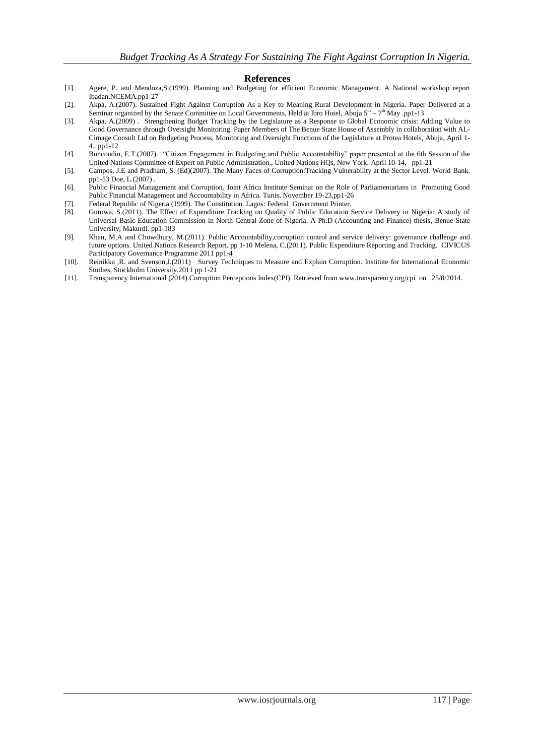## References

[1]. Agere, P. and Mendoza,S.(1999). Planning and Budgeting for efficient Economic Management. A National workshop report Ibadan.NCEMA.pp1-27

[2]. Akpa, A.(2007). Sustained Fight Against Corruption As a Key to Meaning Rural Development in Nigeria. Paper Delivered at a Seminar organized by the Senate Committee on Local Governments, Held at Ibro Hotel, Abuja 5th – 7th May .pp1-13

[3]. Akpa, A.(2009) . Strengthening Budget Tracking by the Legislature as a Response to Global Economic crisis: Adding Value to Good Governance through Oversight Monitoring. Paper Members of The Benue State House of Assembly in collaboration with AL-Cimage Consult Ltd on Budgeting Process, Monitoring and Oversight Functions of the Legislature at Protea Hotels, Abuja, April 1-4.. pp1-12

[4]. Boncondin, E.T.(2007). "Citizen Engagement in Budgeting and Public Accountability" paper presented at the 6th Session of the United Nations Committee of Expert on Public Administration., United Nations HQs, New York. April 10-14, pp1-21

[5]. Campos, J.E and Pradham, S. (Ed)(2007). The Many Faces of Corruption:Tracking Vulnerability at the Sector Level. World Bank. pp1-53 Doe, L.(2007) .

[6]. Public Financial Management and Corruption. Joint Africa Institute Seminar on the Role of Parliamentarians in Promoting Good Public Financial Management and Accountability in Africa. Tunis, November 19-23,pp1-26

[7]. Federal Republic of Nigeria (1999). The Constitution. Lagos: Federal Government Printer.

[8]. Gurowa, S.(2011). The Effect of Expenditure Tracking on Quality of Public Education Service Delivery in Nigeria: A study of Universal Basic Education Commission in North-Central Zone of Nigeria. A Ph.D (Accounting and Finance) thesis, Benue State University, Makurdi. pp1-183

[9]. Khan, M.A and Chowdhury, M.(2011). Public Accountability,corruption control and service delivery: governance challenge and future options. United Nations Research Report. pp 1-10 Melena, C.(2011). Public Expenditure Reporting and Tracking. CIVICUS Participatory Governance Programme 2011 pp1-4

[10]. Reinikka ,R. and Svenson,J.(2011) Survey Techniques to Measure and Explain Corruption. Institute for International Economic Studies, Stockholm University.2011 pp 1-21

[11]. Transparency International (2014).Corruption Perceptions Index(CPI). Retrieved from www.transparency.org/cpi on 25/8/2014.